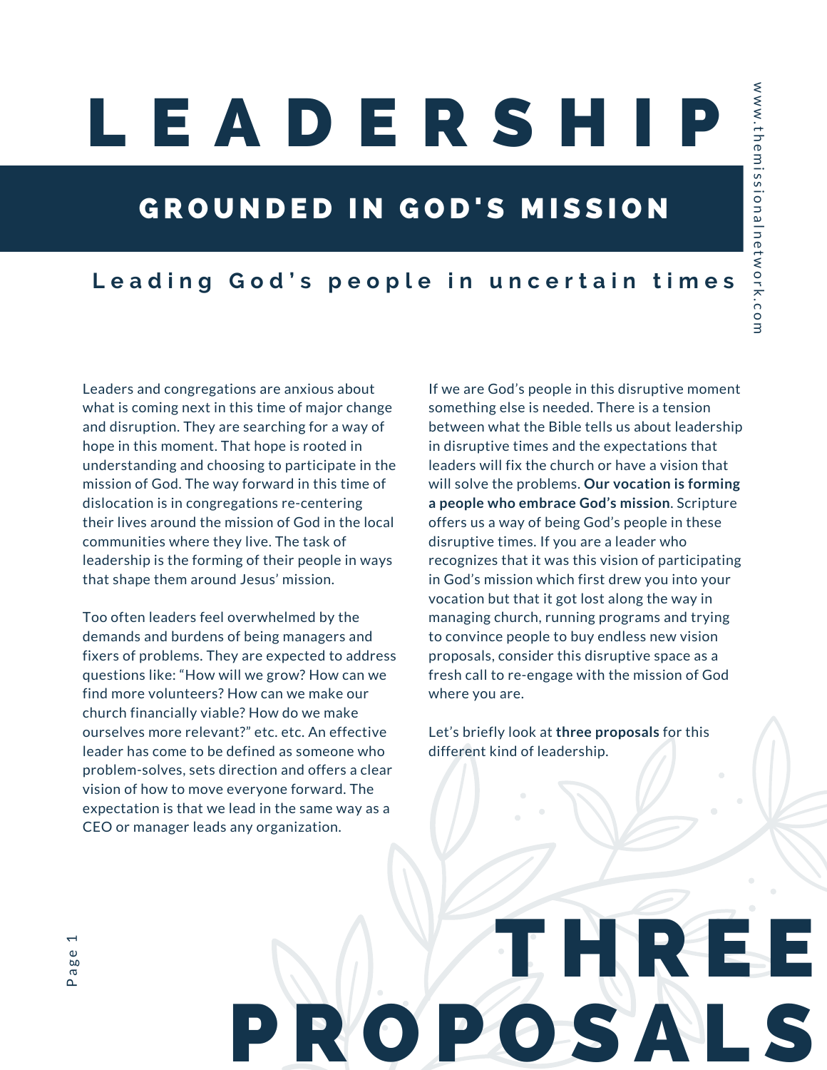# LEADERSHIP

## GROUNDED IN GOD'S MISSION

### Leading God's people in uncertain times

www.themissionalnetwork.com

Leaders and congregations are anxious about what is coming next in this time of major change and disruption. They are searching for a way of hope in this moment. That hope is rooted in understanding and choosing to participate in the mission of God. The way forward in this time of dislocation is in congregations re-centering their lives around the mission of God in the local communities where they live. The task of leadership is the forming of their people in ways that shape them around Jesus' mission.

Too often leaders feel overwhelmed by the demands and burdens of being managers and fixers of problems. They are expected to address questions like: "How will we grow? How can we find more volunteers? How can we make our church financially viable? How do we make ourselves more relevant?" etc. etc. An effective leader has come to be defined as someone who problem-solves, sets direction and offers a clear vision of how to move everyone forward. The expectation is that we lead in the same way as a CEO or manager leads any organization.

If we are God's people in this disruptive moment something else is needed. There is a tension between what the Bible tells us about leadership in disruptive times and the expectations that leaders will fix the church or have a vision that will solve the problems. **Our vocation is forming a people who embrace God's mission**. Scripture offers us a way of being God's people in these disruptive times. If you are a leader who recognizes that it was this vision of participating in God's mission which first drew you into your vocation but that it got lost along the way in managing church, running programs and trying to convince people to buy endless new vision proposals, consider this disruptive space as a fresh call to re-engage with the mission of God where you are.

Let's briefly look at **three proposals** for this different kind of leadership.

# THREE PROPOSALS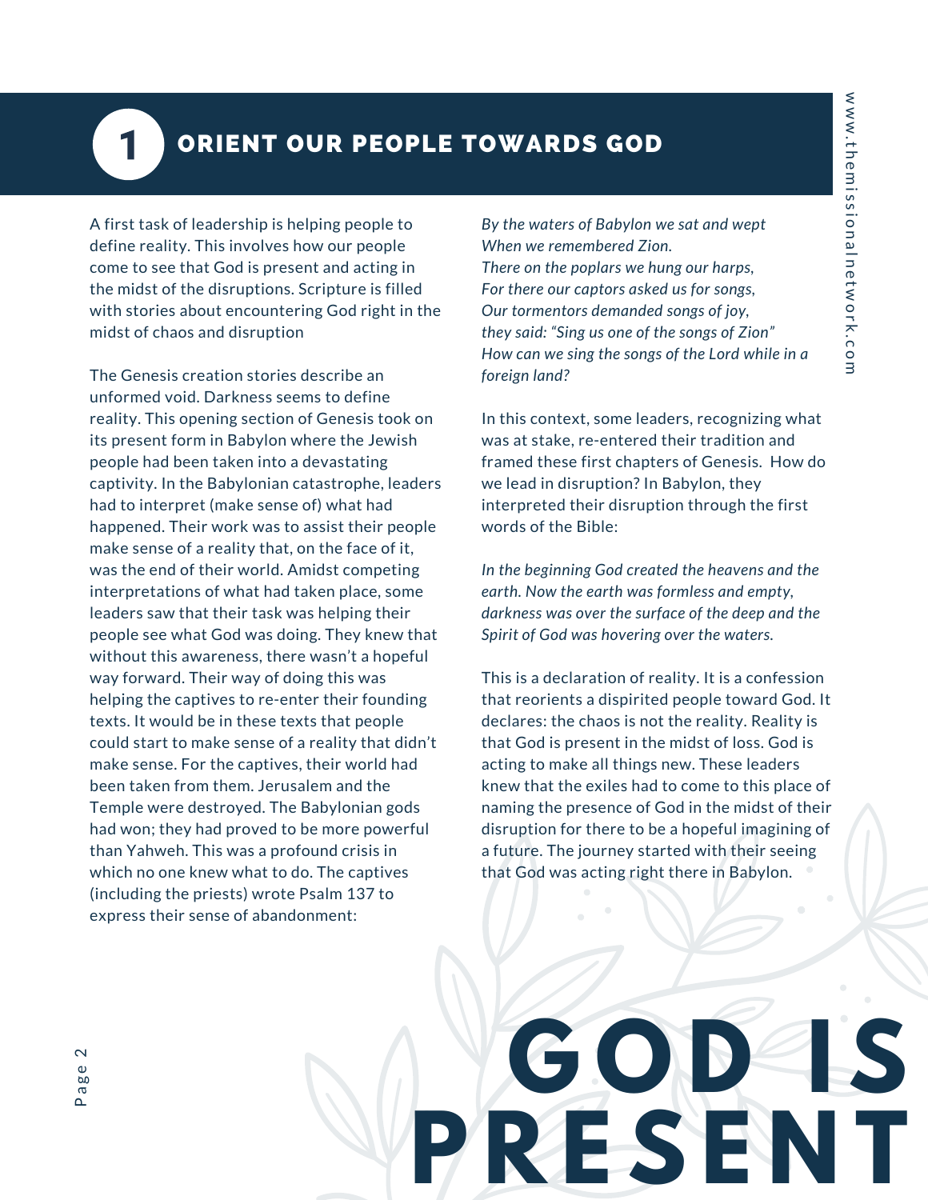## 1 ORIENT OUR PEOPLE TOWARDS GOD

A first task of leadership is helping people to define reality. This involves how our people come to see that God is present and acting in the midst of the disruptions. Scripture is filled with stories about encountering God right in the midst of chaos and disruption

The Genesis creation stories describe an unformed void. Darkness seems to define reality. This opening section of Genesis took on its present form in Babylon where the Jewish people had been taken into a devastating captivity. In the Babylonian catastrophe, leaders had to interpret (make sense of) what had happened. Their work was to assist their people make sense of a reality that, on the face of it, was the end of their world. Amidst competing interpretations of what had taken place, some leaders saw that their task was helping their people see what God was doing. They knew that without this awareness, there wasn't a hopeful way forward. Their way of doing this was helping the captives to re-enter their founding texts. It would be in these texts that people could start to make sense of a reality that didn't make sense. For the captives, their world had been taken from them. Jerusalem and the Temple were destroyed. The Babylonian gods had won; they had proved to be more powerful than Yahweh. This was a profound crisis in which no one knew what to do. The captives (including the priests) wrote Psalm 137 to express their sense of abandonment:

*By the waters of Babylon we sat and wept*
*When we remembered Zion.*
*There on the poplars we hung our harps,*
*For there our captors asked us for songs,*
*Our tormentors demanded songs of joy,*
*they said: "Sing us one of the songs of Zion"*
*How can we sing the songs of the Lord while in a foreign land?*

In this context, some leaders, recognizing what was at stake, re-entered their tradition and framed these first chapters of Genesis. How do we lead in disruption? In Babylon, they interpreted their disruption through the first words of the Bible:

*In the beginning God created the heavens and the earth. Now the earth was formless and empty, darkness was over the surface of the deep and the Spirit of God was hovering over the waters.*

This is a declaration of reality. It is a confession that reorients a dispirited people toward God. It declares: the chaos is not the reality. Reality is that God is present in the midst of loss. God is acting to make all things new. These leaders knew that the exiles had to come to this place of naming the presence of God in the midst of their disruption for there to be a hopeful imagining of a future. The journey started with their seeing that God was acting right there in Babylon.

**GOD IS PRESENT**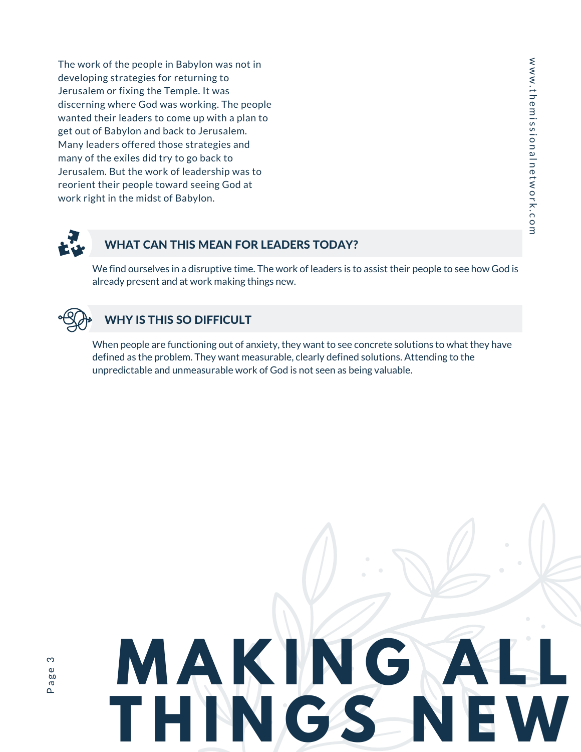The work of the people in Babylon was not in developing strategies for returning to Jerusalem or fixing the Temple. It was discerning where God was working. The people wanted their leaders to come up with a plan to get out of Babylon and back to Jerusalem. Many leaders offered those strategies and many of the exiles did try to go back to Jerusalem. But the work of leadership was to reorient their people toward seeing God at work right in the midst of Babylon.

## WHAT CAN THIS MEAN FOR LEADERS TODAY?

We find ourselves in a disruptive time. The work of leaders is to assist their people to see how God is already present and at work making things new.

## WHY IS THIS SO DIFFICULT

When people are functioning out of anxiety, they want to see concrete solutions to what they have defined as the problem. They want measurable, clearly defined solutions. Attending to the unpredictable and unmeasurable work of God is not seen as being valuable.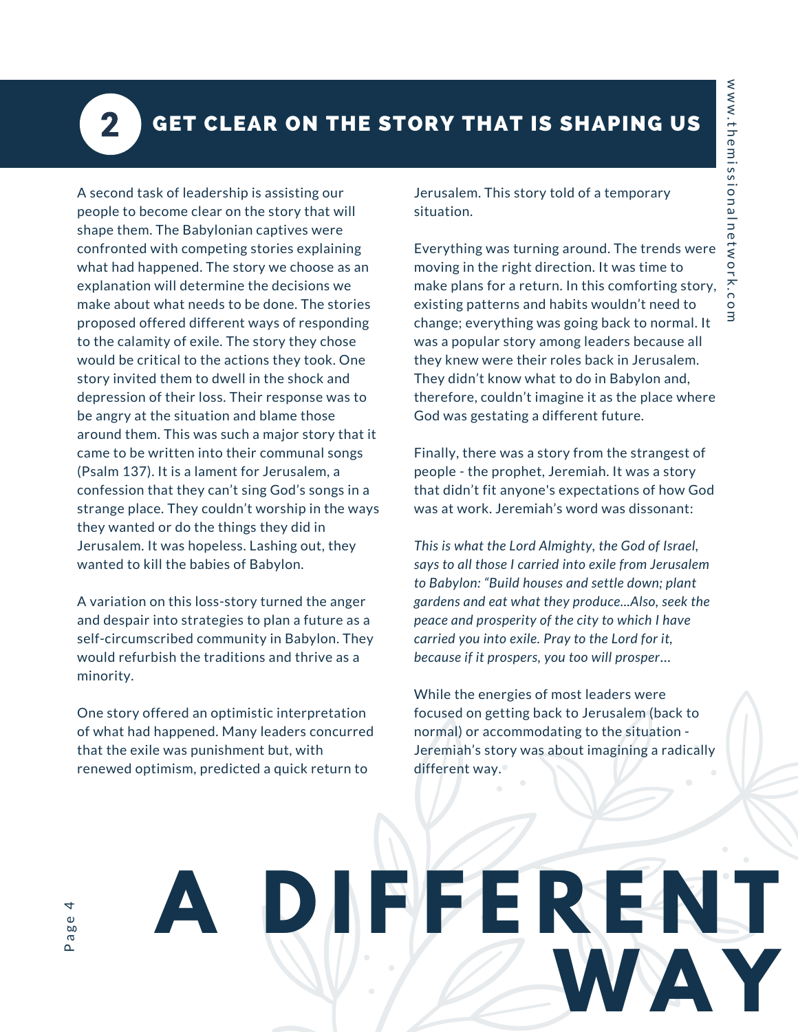## 2 GET CLEAR ON THE STORY THAT IS SHAPING US

A second task of leadership is assisting our people to become clear on the story that will shape them. The Babylonian captives were confronted with competing stories explaining what had happened. The story we choose as an explanation will determine the decisions we make about what needs to be done. The stories proposed offered different ways of responding to the calamity of exile. The story they chose would be critical to the actions they took. One story invited them to dwell in the shock and depression of their loss. Their response was to be angry at the situation and blame those around them. This was such a major story that it came to be written into their communal songs (Psalm 137). It is a lament for Jerusalem, a confession that they can't sing God's songs in a strange place. They couldn't worship in the ways they wanted or do the things they did in Jerusalem. It was hopeless. Lashing out, they wanted to kill the babies of Babylon.

A variation on this loss-story turned the anger and despair into strategies to plan a future as a self-circumscribed community in Babylon. They would refurbish the traditions and thrive as a minority.

One story offered an optimistic interpretation of what had happened. Many leaders concurred that the exile was punishment but, with renewed optimism, predicted a quick return to Jerusalem. This story told of a temporary situation.

Everything was turning around. The trends were moving in the right direction. It was time to make plans for a return. In this comforting story, existing patterns and habits wouldn't need to change; everything was going back to normal. It was a popular story among leaders because all they knew were their roles back in Jerusalem. They didn't know what to do in Babylon and, therefore, couldn't imagine it as the place where God was gestating a different future.

Finally, there was a story from the strangest of people - the prophet, Jeremiah. It was a story that didn't fit anyone's expectations of how God was at work. Jeremiah's word was dissonant:

*This is what the Lord Almighty, the God of Israel, says to all those I carried into exile from Jerusalem to Babylon: "Build houses and settle down; plant gardens and eat what they produce...Also, seek the peace and prosperity of the city to which I have carried you into exile. Pray to the Lord for it, because if it prospers, you too will prosper…*

While the energies of most leaders were focused on getting back to Jerusalem (back to normal) or accommodating to the situation - Jeremiah's story was about imagining a radically different way.

# A DIFFERENT WAY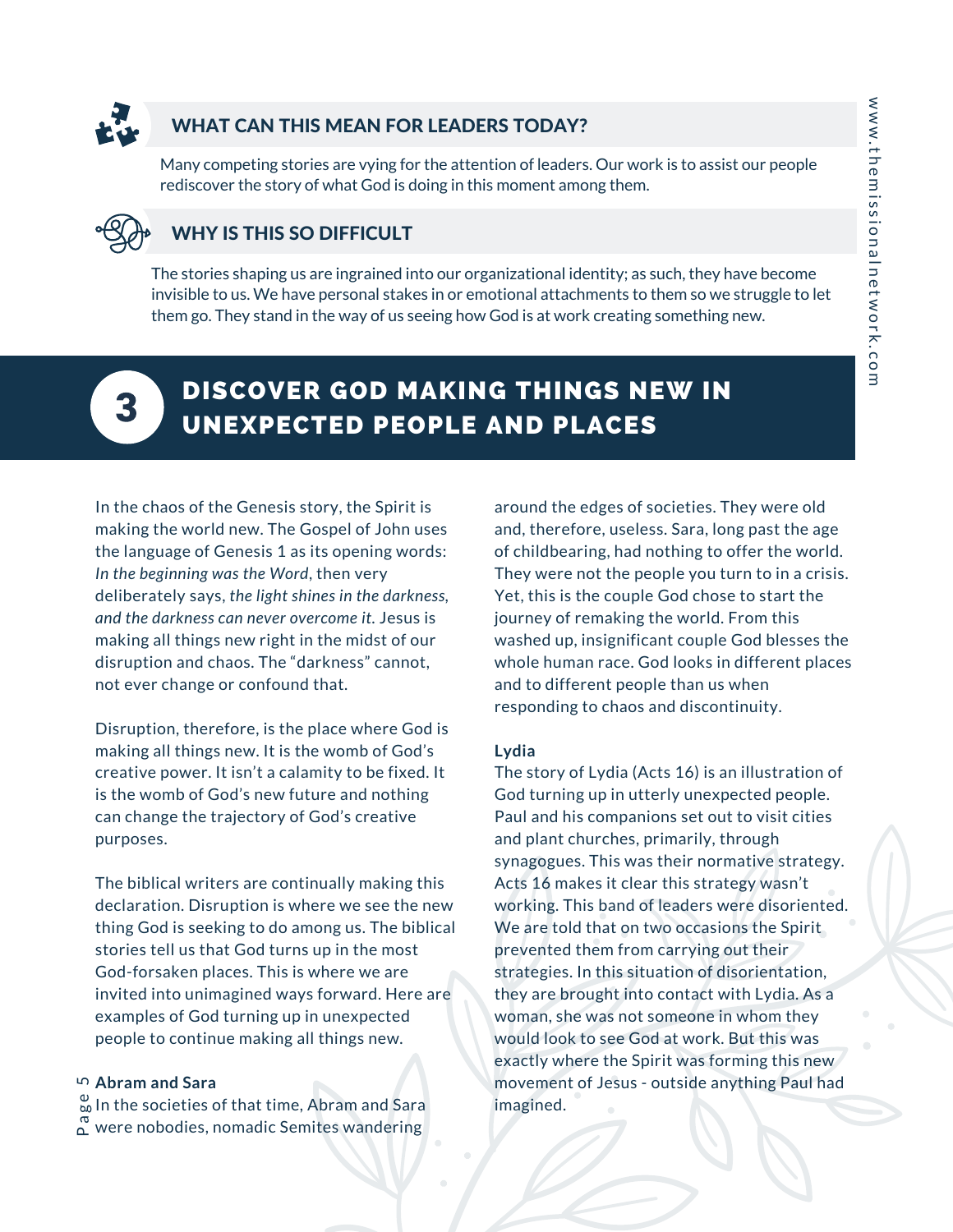### WHAT CAN THIS MEAN FOR LEADERS TODAY?

Many competing stories are vying for the attention of leaders. Our work is to assist our people rediscover the story of what God is doing in this moment among them.

### WHY IS THIS SO DIFFICULT

The stories shaping us are ingrained into our organizational identity; as such, they have become invisible to us. We have personal stakes in or emotional attachments to them so we struggle to let them go. They stand in the way of us seeing how God is at work creating something new.

## 3 DISCOVER GOD MAKING THINGS NEW IN UNEXPECTED PEOPLE AND PLACES

In the chaos of the Genesis story, the Spirit is making the world new. The Gospel of John uses the language of Genesis 1 as its opening words: *In the beginning was the Word*, then very deliberately says, *the light shines in the darkness, and the darkness can never overcome it.* Jesus is making all things new right in the midst of our disruption and chaos. The "darkness" cannot, not ever change or confound that.

Disruption, therefore, is the place where God is making all things new. It is the womb of God's creative power. It isn't a calamity to be fixed. It is the womb of God's new future and nothing can change the trajectory of God's creative purposes.

The biblical writers are continually making this declaration. Disruption is where we see the new thing God is seeking to do among us. The biblical stories tell us that God turns up in the most God-forsaken places. This is where we are invited into unimagined ways forward. Here are examples of God turning up in unexpected people to continue making all things new.

**Abram and Sara**

In the societies of that time, Abram and Sara were nobodies, nomadic Semites wandering around the edges of societies. They were old and, therefore, useless. Sara, long past the age of childbearing, had nothing to offer the world. They were not the people you turn to in a crisis. Yet, this is the couple God chose to start the journey of remaking the world. From this washed up, insignificant couple God blesses the whole human race. God looks in different places and to different people than us when responding to chaos and discontinuity.

**Lydia**

The story of Lydia (Acts 16) is an illustration of God turning up in utterly unexpected people. Paul and his companions set out to visit cities and plant churches, primarily, through synagogues. This was their normative strategy. Acts 16 makes it clear this strategy wasn't working. This band of leaders were disoriented. We are told that on two occasions the Spirit prevented them from carrying out their strategies. In this situation of disorientation, they are brought into contact with Lydia. As a woman, she was not someone in whom they would look to see God at work. But this was exactly where the Spirit was forming this new movement of Jesus - outside anything Paul had imagined.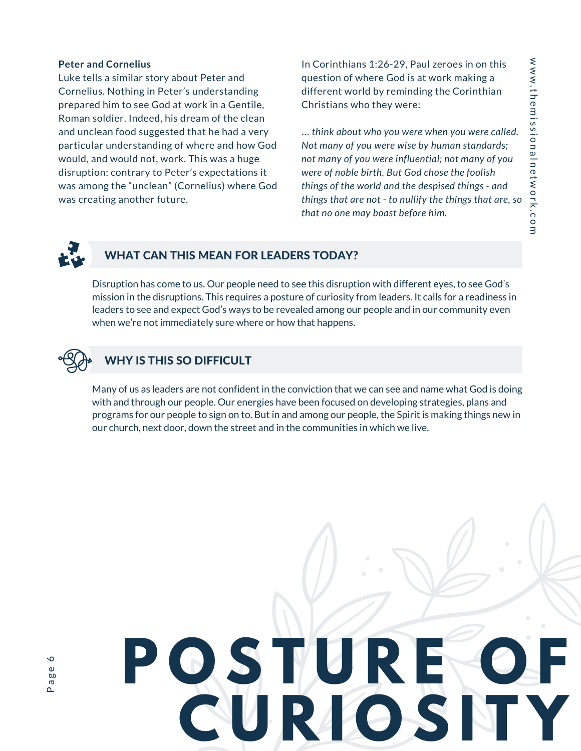**Peter and Cornelius**

Luke tells a similar story about Peter and Cornelius. Nothing in Peter's understanding prepared him to see God at work in a Gentile, Roman soldier. Indeed, his dream of the clean and unclean food suggested that he had a very particular understanding of where and how God would, and would not, work. This was a huge disruption: contrary to Peter's expectations it was among the "unclean" (Cornelius) where God was creating another future.

In Corinthians 1:26-29, Paul zeroes in on this question of where God is at work making a different world by reminding the Corinthian Christians who they were:

*... think about who you were when you were called. Not many of you were wise by human standards; not many of you were influential; not many of you were of noble birth. But God chose the foolish things of the world and the despised things - and things that are not - to nullify the things that are, so that no one may boast before him.*

## WHAT CAN THIS MEAN FOR LEADERS TODAY?

Disruption has come to us. Our people need to see this disruption with different eyes, to see God's mission in the disruptions. This requires a posture of curiosity from leaders. It calls for a readiness in leaders to see and expect God's ways to be revealed among our people and in our community even when we're not immediately sure where or how that happens.

## WHY IS THIS SO DIFFICULT

Many of us as leaders are not confident in the conviction that we can see and name what God is doing with and through our people. Our energies have been focused on developing strategies, plans and programs for our people to sign on to. But in and among our people, the Spirit is making things new in our church, next door, down the street and in the communities in which we live.

# POSTURE OF CURIOSITY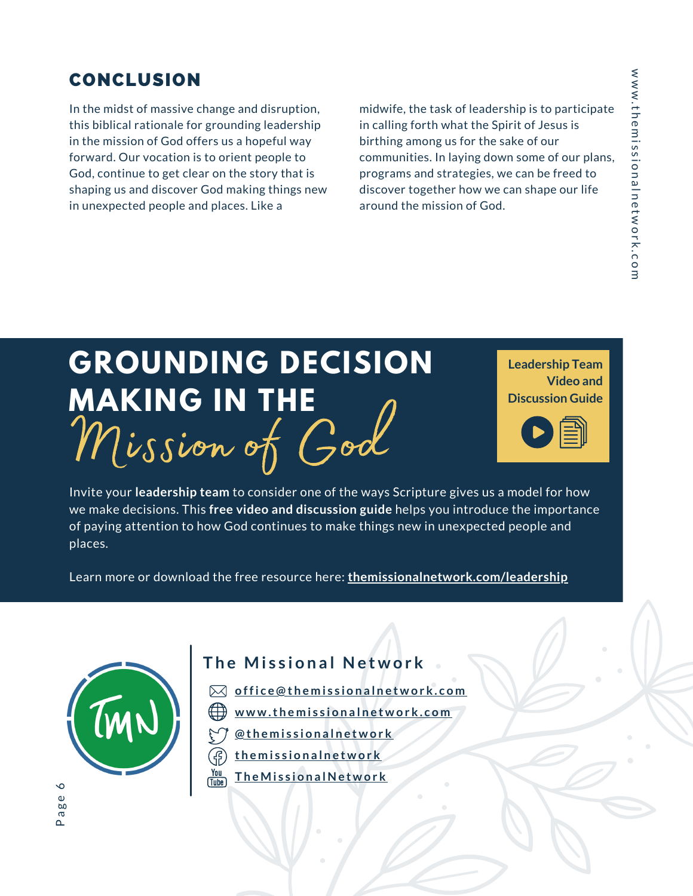## CONCLUSION

In the midst of massive change and disruption, this biblical rationale for grounding leadership in the mission of God offers us a hopeful way forward. Our vocation is to orient people to God, continue to get clear on the story that is shaping us and discover God making things new in unexpected people and places. Like a midwife, the task of leadership is to participate in calling forth what the Spirit of Jesus is birthing among us for the sake of our communities. In laying down some of our plans, programs and strategies, we can be freed to discover together how we can shape our life around the mission of God.

## GROUNDING DECISION MAKING IN THE *Mission of God*

**Leadership Team Video and Discussion Guide**

Invite your **leadership team** to consider one of the ways Scripture gives us a model for how we make decisions. This **free video and discussion guide** helps you introduce the importance of paying attention to how God continues to make things new in unexpected people and places.

Learn more or download the free resource here: **themissionalnetwork.com/leadership**

### The Missional Network

- office@themissionalnetwork.com
- www.themissionalnetwork.com
- @themissionalnetwork
- themissionalnetwork
- TheMissionalNetwork